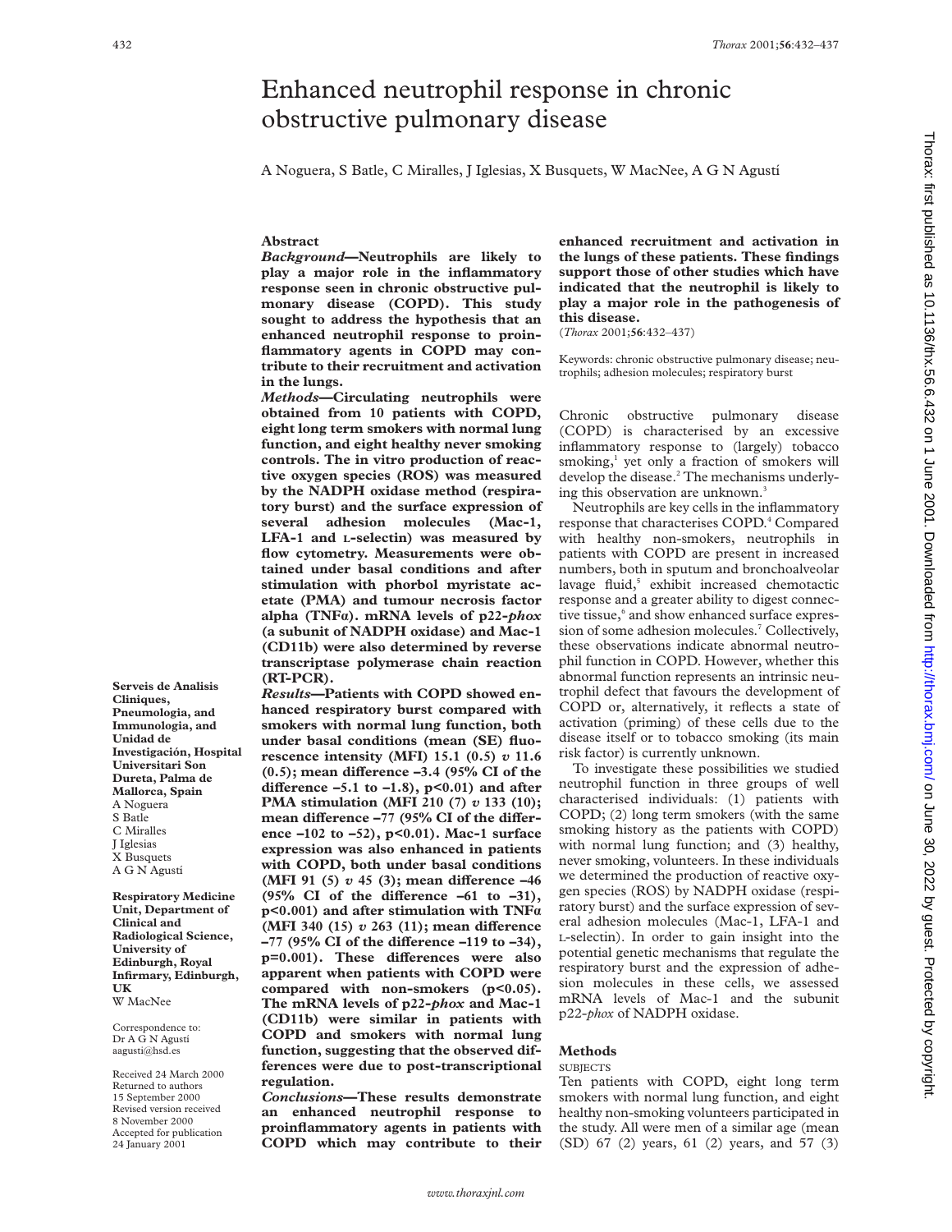# Enhanced neutrophil response in chronic obstructive pulmonary disease

A Noguera, S Batle, C Miralles, J Iglesias, X Busquets, W MacNee, A G N Agustí

## Abstract

***Background*—Neutrophils are likely to play a major role in the inflammatory response seen in chronic obstructive pulmonary disease (COPD). This study sought to address the hypothesis that an enhanced neutrophil response to proinflammatory agents in COPD may contribute to their recruitment and activation in the lungs.**

***Methods*—Circulating neutrophils were obtained from 10 patients with COPD, eight long term smokers with normal lung function, and eight healthy never smoking controls. The in vitro production of reactive oxygen species (ROS) was measured by the NADPH oxidase method (respiratory burst) and the surface expression of several adhesion molecules (Mac-1, LFA-1 and L-selectin) was measured by flow cytometry. Measurements were obtained under basal conditions and after stimulation with phorbol myristate acetate (PMA) and tumour necrosis factor alpha (TNFα). mRNA levels of p22-*phox* (a subunit of NADPH oxidase) and Mac-1 (CD11b) were also determined by reverse transcriptase polymerase chain reaction (RT-PCR).**

***Results*—Patients with COPD showed enhanced respiratory burst compared with smokers with normal lung function, both under basal conditions (mean (SE) fluorescence intensity (MFI) 15.1 (0.5) *v* 11.6 (0.5); mean difference –3.4 (95% CI of the difference –5.1 to –1.8), p<0.01) and after PMA stimulation (MFI 210 (7) *v* 133 (10); mean difference –77 (95% CI of the difference –102 to –52), p<0.01). Mac-1 surface expression was also enhanced in patients with COPD, both under basal conditions (MFI 91 (5) *v* 45 (3); mean difference –46 (95% CI of the difference –61 to –31), p<0.001) and after stimulation with TNFα (MFI 340 (15) *v* 263 (11); mean difference –77 (95% CI of the difference –119 to –34), p=0.001). These differences were also apparent when patients with COPD were compared with non-smokers (p<0.05). The mRNA levels of p22-*phox* and Mac-1 (CD11b) were similar in patients with COPD and smokers with normal lung function, suggesting that the observed differences were due to post-transcriptional regulation.**

***Conclusions*—These results demonstrate an enhanced neutrophil response to proinflammatory agents in patients with COPD which may contribute to their enhanced recruitment and activation in the lungs of these patients. These findings support those of other studies which have indicated that the neutrophil is likely to play a major role in the pathogenesis of this disease.**

(*Thorax* 2001;**56**:432–437)

Keywords: chronic obstructive pulmonary disease; neutrophils; adhesion molecules; respiratory burst

**Serveis de Analisis Cliniques, Pneumologia, and Immunologia, and Unidad de Investigación, Hospital Universitari Son Dureta, Palma de Mallorca, Spain**
A Noguera
S Batle
C Miralles
J Iglesias
X Busquets
A G N Agustí

**Respiratory Medicine Unit, Department of Clinical and Radiological Science, University of Edinburgh, Royal Infirmary, Edinburgh, UK**
W MacNee

Correspondence to: Dr A G N Agustí aagusti@hsd.es

Received 24 March 2000
Returned to authors 15 September 2000
Revised version received 8 November 2000
Accepted for publication 24 January 2001

Chronic obstructive pulmonary disease (COPD) is characterised by an excessive inflammatory response to (largely) tobacco smoking,[1] yet only a fraction of smokers will develop the disease.[2] The mechanisms underlying this observation are unknown.[3]

Neutrophils are key cells in the inflammatory response that characterises COPD.[4] Compared with healthy non-smokers, neutrophils in patients with COPD are present in increased numbers, both in sputum and bronchoalveolar lavage fluid,[5] exhibit increased chemotactic response and a greater ability to digest connective tissue,[6] and show enhanced surface expression of some adhesion molecules.[7] Collectively, these observations indicate abnormal neutrophil function in COPD. However, whether this abnormal function represents an intrinsic neutrophil defect that favours the development of COPD or, alternatively, it reflects a state of activation (priming) of these cells due to the disease itself or to tobacco smoking (its main risk factor) is currently unknown.

To investigate these possibilities we studied neutrophil function in three groups of well characterised individuals: (1) patients with COPD; (2) long term smokers (with the same smoking history as the patients with COPD) with normal lung function; and (3) healthy, never smoking, volunteers. In these individuals we determined the production of reactive oxygen species (ROS) by NADPH oxidase (respiratory burst) and the surface expression of several adhesion molecules (Mac-1, LFA-1 and L-selectin). In order to gain insight into the potential genetic mechanisms that regulate the respiratory burst and the expression of adhesion molecules in these cells, we assessed mRNA levels of Mac-1 and the subunit p22-*phox* of NADPH oxidase.

## Methods

### SUBJECTS

Ten patients with COPD, eight long term smokers with normal lung function, and eight healthy non-smoking volunteers participated in the study. All were men of a similar age (mean (SD) 67 (2) years, 61 (2) years, and 57 (3)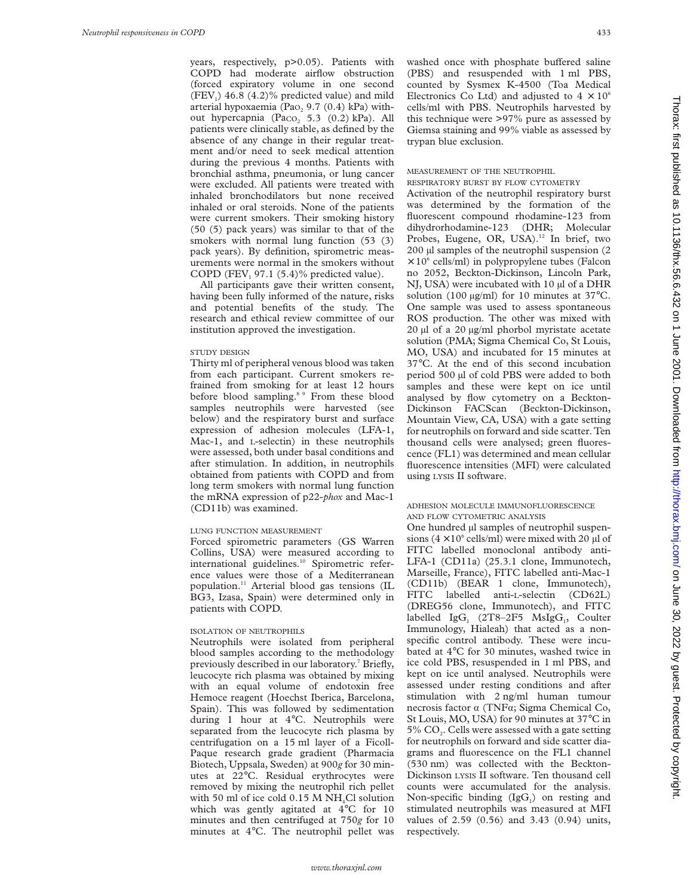years, respectively, p>0.05). Patients with COPD had moderate airflow obstruction (forced expiratory volume in one second ($FEV_1$) 46.8 (4.2)% predicted value) and mild arterial hypoxaemia ($Pa_{O_2}$ 9.7 (0.4) kPa) without hypercapnia ($Pa_{CO_2}$ 5.3 (0.2) kPa). All patients were clinically stable, as defined by the absence of any change in their regular treatment and/or need to seek medical attention during the previous 4 months. Patients with bronchial asthma, pneumonia, or lung cancer were excluded. All patients were treated with inhaled bronchodilators but none received inhaled or oral steroids. None of the patients were current smokers. Their smoking history (50 (5) pack years) was similar to that of the smokers with normal lung function (53 (3) pack years). By definition, spirometric measurements were normal in the smokers without COPD ($FEV_1$ 97.1 (5.4)% predicted value).

All participants gave their written consent, having been fully informed of the nature, risks and potential benefits of the study. The research and ethical review committee of our institution approved the investigation.

### STUDY DESIGN

Thirty ml of peripheral venous blood was taken from each participant. Current smokers refrained from smoking for at least 12 hours before blood sampling.[8 9] From these blood samples neutrophils were harvested (see below) and the respiratory burst and surface expression of adhesion molecules (LFA-1, Mac-1, and L-selectin) in these neutrophils were assessed, both under basal conditions and after stimulation. In addition, in neutrophils obtained from patients with COPD and from long term smokers with normal lung function the mRNA expression of p22-*phox* and Mac-1 (CD11b) was examined.

### LUNG FUNCTION MEASUREMENT

Forced spirometric parameters (GS Warren Collins, USA) were measured according to international guidelines.[10] Spirometric reference values were those of a Mediterranean population.[11] Arterial blood gas tensions (IL BG3, Izasa, Spain) were determined only in patients with COPD.

### ISOLATION OF NEUTROPHILS

Neutrophils were isolated from peripheral blood samples according to the methodology previously described in our laboratory.[7] Briefly, leucocyte rich plasma was obtained by mixing with an equal volume of endotoxin free Hemoce reagent (Hoechst Iberica, Barcelona, Spain). This was followed by sedimentation during 1 hour at 4°C. Neutrophils were separated from the leucocyte rich plasma by centrifugation on a 15 ml layer of a Ficoll-Paque research grade gradient (Pharmacia Biotech, Uppsala, Sweden) at 900*g* for 30 minutes at 22°C. Residual erythrocytes were removed by mixing the neutrophil rich pellet with 50 ml of ice cold 0.15 M $NH_4Cl$ solution which was gently agitated at 4°C for 10 minutes and then centrifuged at 750*g* for 10 minutes at 4°C. The neutrophil pellet was washed once with phosphate buffered saline (PBS) and resuspended with 1 ml PBS, counted by Sysmex K-4500 (Toa Medical Electronics Co Ltd) and adjusted to $4 \times 10^6$ cells/ml with PBS. Neutrophils harvested by this technique were >97% pure as assessed by Giemsa staining and 99% viable as assessed by trypan blue exclusion.

### MEASUREMENT OF THE NEUTROPHIL RESPIRATORY BURST BY FLOW CYTOMETRY

Activation of the neutrophil respiratory burst was determined by the formation of the fluorescent compound rhodamine-123 from dihydrorhodamine-123 (DHR; Molecular Probes, Eugene, OR, USA).[12] In brief, two 200 µl samples of the neutrophil suspension ($2 \times 10^6$ cells/ml) in polypropylene tubes (Falcon no 2052, Beckton-Dickinson, Lincoln Park, NJ, USA) were incubated with 10 µl of a DHR solution (100 µg/ml) for 10 minutes at 37°C. One sample was used to assess spontaneous ROS production. The other was mixed with 20 µl of a 20 µg/ml phorbol myristate acetate solution (PMA; Sigma Chemical Co, St Louis, MO, USA) and incubated for 15 minutes at 37°C. At the end of this second incubation period 500 µl of cold PBS were added to both samples and these were kept on ice until analysed by flow cytometry on a Beckton-Dickinson FACScan (Beckton-Dickinson, Mountain View, CA, USA) with a gate setting for neutrophils on forward and side scatter. Ten thousand cells were analysed; green fluorescence (FL1) was determined and mean cellular fluorescence intensities (MFI) were calculated using LYSIS II software.

### ADHESION MOLECULE IMMUNOFLUORESCENCE AND FLOW CYTOMETRIC ANALYSIS

One hundred µl samples of neutrophil suspensions ($4 \times 10^6$ cells/ml) were mixed with 20 µl of FITC labelled monoclonal antibody anti-LFA-1 (CD11a) (25.3.1 clone, Immunotech, Marseille, France), FITC labelled anti-Mac-1 (CD11b) (BEAR 1 clone, Immunotech), FITC labelled anti-L-selectin (CD62L) (DREG56 clone, Immunotech), and FITC labelled $IgG_1$ (2T8–2F5 Ms$IgG_1$, Coulter Immunology, Hialeah) that acted as a non-specific control antibody. These were incubated at 4°C for 30 minutes, washed twice in ice cold PBS, resuspended in 1 ml PBS, and kept on ice until analysed. Neutrophils were assessed under resting conditions and after stimulation with 2 ng/ml human tumour necrosis factor α (TNFα; Sigma Chemical Co, St Louis, MO, USA) for 90 minutes at 37°C in 5% $CO_2$. Cells were assessed with a gate setting for neutrophils on forward and side scatter diagrams and fluorescence on the FL1 channel (530 nm) was collected with the Beckton-Dickinson LYSIS II software. Ten thousand cell counts were accumulated for the analysis. Non-specific binding ($IgG_1$) on resting and stimulated neutrophils was measured at MFI values of 2.59 (0.56) and 3.43 (0.94) units, respectively.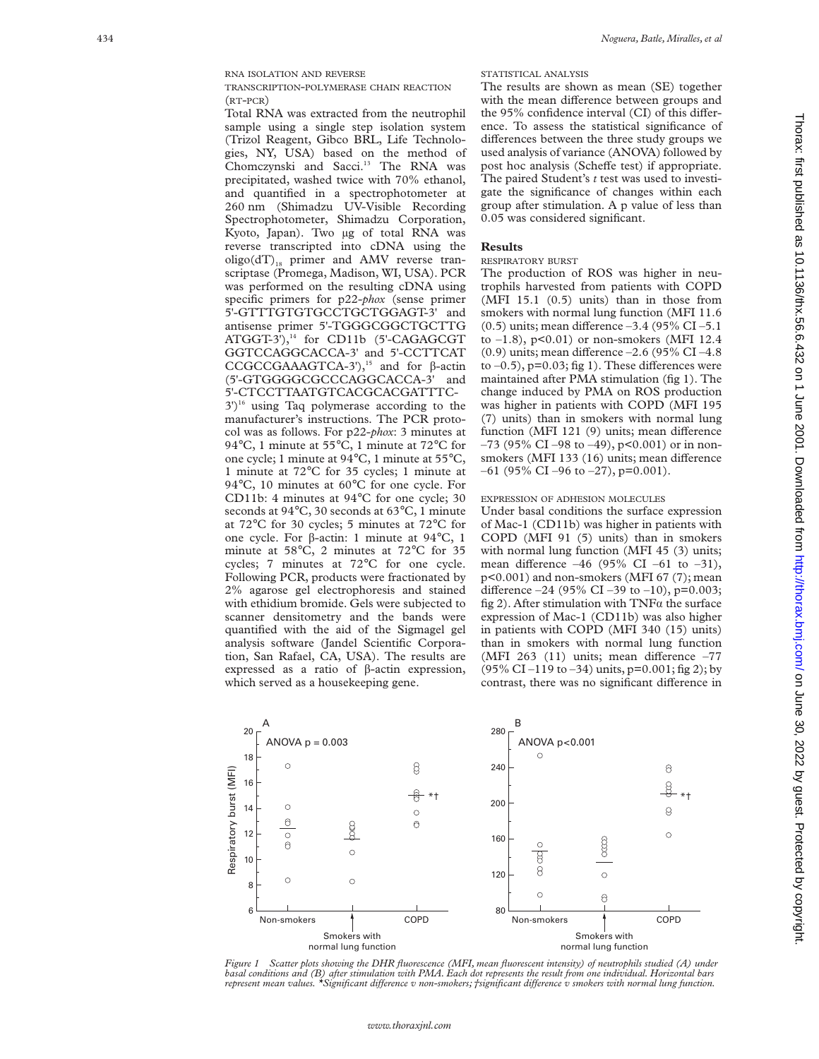### RNA ISOLATION AND REVERSE TRANSCRIPTION-POLYMERASE CHAIN REACTION (RT-PCR)

Total RNA was extracted from the neutrophil sample using a single step isolation system (Trizol Reagent, Gibco BRL, Life Technologies, NY, USA) based on the method of Chomczynski and Sacci.[13] The RNA was precipitated, washed twice with 70% ethanol, and quantified in a spectrophotometer at 260 nm (Shimadzu UV-Visible Recording Spectrophotometer, Shimadzu Corporation, Kyoto, Japan). Two μg of total RNA was reverse transcripted into cDNA using the oligo$(dT)_{18}$ primer and AMV reverse transcriptase (Promega, Madison, WI, USA). PCR was performed on the resulting cDNA using specific primers for p22-*phox* (sense primer 5'-GTTTGTGTGCCTGCTGGAGT-3' and antisense primer 5'-TGGGCGGCTGCTTG ATGGT-3'),[14] for CD11b (5'-CAGAGCGT GGTCCAGGCACCA-3' and 5'-CCTTCAT CCGCCGAAAGTCA-3'),[15] and for β-actin (5'-GTGGGGCGCCCAGGCACCA-3' and 5'-CTCCTTAATGTCACGCACGATTTC-3')[16] using Taq polymerase according to the manufacturer's instructions. The PCR protocol was as follows. For p22-*phox*: 3 minutes at 94°C, 1 minute at 55°C, 1 minute at 72°C for one cycle; 1 minute at 94°C, 1 minute at 55°C, 1 minute at 72°C for 35 cycles; 1 minute at 94°C, 10 minutes at 60°C for one cycle. For CD11b: 4 minutes at 94°C for one cycle; 30 seconds at 94°C, 30 seconds at 63°C, 1 minute at 72°C for 30 cycles; 5 minutes at 72°C for one cycle. For β-actin: 1 minute at 94°C, 1 minute at 58°C, 2 minutes at 72°C for 35 cycles; 7 minutes at 72°C for one cycle. Following PCR, products were fractionated by 2% agarose gel electrophoresis and stained with ethidium bromide. Gels were subjected to scanner densitometry and the bands were quantified with the aid of the Sigmagel gel analysis software (Jandel Scientific Corporation, San Rafael, CA, USA). The results are expressed as a ratio of β-actin expression, which served as a housekeeping gene.

### STATISTICAL ANALYSIS

The results are shown as mean (SE) together with the mean difference between groups and the 95% confidence interval (CI) of this difference. To assess the statistical significance of differences between the three study groups we used analysis of variance (ANOVA) followed by post hoc analysis (Scheffe test) if appropriate. The paired Student's *t* test was used to investigate the significance of changes within each group after stimulation. A p value of less than 0.05 was considered significant.

## Results

### RESPIRATORY BURST

The production of ROS was higher in neutrophils harvested from patients with COPD (MFI 15.1 (0.5) units) than in those from smokers with normal lung function (MFI 11.6 (0.5) units; mean difference –3.4 (95% CI –5.1 to –1.8), $p<0.01$) or non-smokers (MFI 12.4 (0.9) units; mean difference –2.6 (95% CI –4.8 to –0.5), p=0.03; fig 1). These differences were maintained after PMA stimulation (fig 1). The change induced by PMA on ROS production was higher in patients with COPD (MFI 195 (7) units) than in smokers with normal lung function (MFI 121 (9) units; mean difference –73 (95% CI –98 to –49), $p<0.001$) or in non-smokers (MFI 133 (16) units; mean difference –61 (95% CI –96 to –27), p=0.001).

### EXPRESSION OF ADHESION MOLECULES

Under basal conditions the surface expression of Mac-1 (CD11b) was higher in patients with COPD (MFI 91 (5) units) than in smokers with normal lung function (MFI 45 (3) units; mean difference –46 (95% CI –61 to –31), $p<0.001$) and non-smokers (MFI 67 (7); mean difference –24 (95% CI –39 to –10), p=0.003; fig 2). After stimulation with TNFα the surface expression of Mac-1 (CD11b) was also higher in patients with COPD (MFI 340 (15) units) than in smokers with normal lung function (MFI 263 (11) units; mean difference –77 (95% CI –119 to –34) units, p=0.001; fig 2); by contrast, there was no significant difference in

*Figure 1 Scatter plots showing the DHR fluorescence (MFI, mean fluorescent intensity) of neutrophils studied (A) under basal conditions and (B) after stimulation with PMA. Each dot represents the result from one individual. Horizontal bars represent mean values. \*Significant difference v non-smokers; †significant difference v smokers with normal lung function.*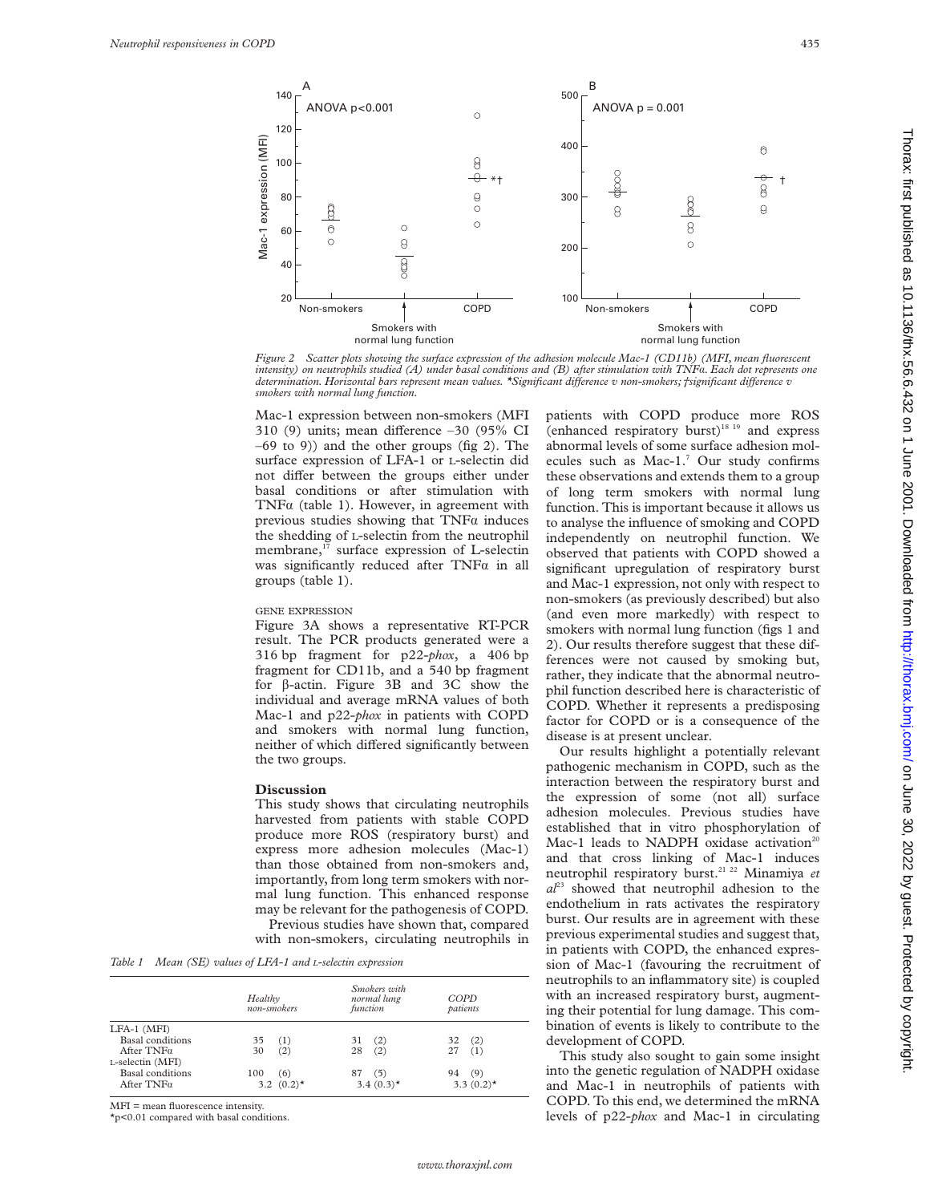Figure 2 Scatter plots showing the surface expression of the adhesion molecule Mac-1 (CD11b) (MFI, mean fluorescent intensity) on neutrophils studied (A) under basal conditions and (B) after stimulation with TNFα. Each dot represents one determination. Horizontal bars represent mean values. *Significant difference v non-smokers; †significant difference v smokers with normal lung function.

Mac-1 expression between non-smokers (MFI 310 (9) units; mean difference –30 (95% CI –69 to 9)) and the other groups (fig 2). The surface expression of LFA-1 or L-selectin did not differ between the groups either under basal conditions or after stimulation with TNFα (table 1). However, in agreement with previous studies showing that TNFα induces the shedding of L-selectin from the neutrophil membrane,[17] surface expression of L-selectin was significantly reduced after TNFα in all groups (table 1).

GENE EXPRESSION

Figure 3A shows a representative RT-PCR result. The PCR products generated were a 316 bp fragment for p22-*phox*, a 406 bp fragment for CD11b, and a 540 bp fragment for β-actin. Figure 3B and 3C show the individual and average mRNA values of both Mac-1 and p22-*phox* in patients with COPD and smokers with normal lung function, neither of which differed significantly between the two groups.

## Discussion

This study shows that circulating neutrophils harvested from patients with stable COPD produce more ROS (respiratory burst) and express more adhesion molecules (Mac-1) than those obtained from non-smokers and, importantly, from long term smokers with normal lung function. This enhanced response may be relevant for the pathogenesis of COPD.

Previous studies have shown that, compared with non-smokers, circulating neutrophils in patients with COPD produce more ROS (enhanced respiratory burst)[18 19] and express abnormal levels of some surface adhesion molecules such as Mac-1.[7] Our study confirms these observations and extends them to a group of long term smokers with normal lung function. This is important because it allows us to analyse the influence of smoking and COPD independently on neutrophil function. We observed that patients with COPD showed a significant upregulation of respiratory burst and Mac-1 expression, not only with respect to non-smokers (as previously described) but also (and even more markedly) with respect to smokers with normal lung function (figs 1 and 2). Our results therefore suggest that these differences were not caused by smoking but, rather, they indicate that the abnormal neutrophil function described here is characteristic of COPD. Whether it represents a predisposing factor for COPD or is a consequence of the disease is at present unclear.

Our results highlight a potentially relevant pathogenic mechanism in COPD, such as the interaction between the respiratory burst and the expression of some (not all) surface adhesion molecules. Previous studies have established that in vitro phosphorylation of Mac-1 leads to NADPH oxidase activation[20] and that cross linking of Mac-1 induces neutrophil respiratory burst.[21 22] Minamiya *et al*[23] showed that neutrophil adhesion to the endothelium in rats activates the respiratory burst. Our results are in agreement with these previous experimental studies and suggest that, in patients with COPD, the enhanced expression of Mac-1 (favouring the recruitment of neutrophils to an inflammatory site) is coupled with an increased respiratory burst, augmenting their potential for lung damage. This combination of events is likely to contribute to the development of COPD.

This study also sought to gain some insight into the genetic regulation of NADPH oxidase and Mac-1 in neutrophils of patients with COPD. To this end, we determined the mRNA levels of p22-*phox* and Mac-1 in circulating

Table 1 Mean (SE) values of LFA-1 and L-selectin expression

| | Healthy non-smokers | Smokers with normal lung function | COPD patients |
|---|---|---|---|
| LFA-1 (MFI) | | | |
| Basal conditions | 35 (1) | 31 (2) | 32 (2) |
| After TNFα | 30 (2) | 28 (2) | 27 (1) |
| L-selectin (MFI) | | | |
| Basal conditions | 100 (6) | 87 (5) | 94 (9) |
| After TNFα | 3.2 (0.2)* | 3.4 (0.3)* | 3.3 (0.2)* |

MFI = mean fluorescence intensity.
*$p<0.01$ compared with basal conditions.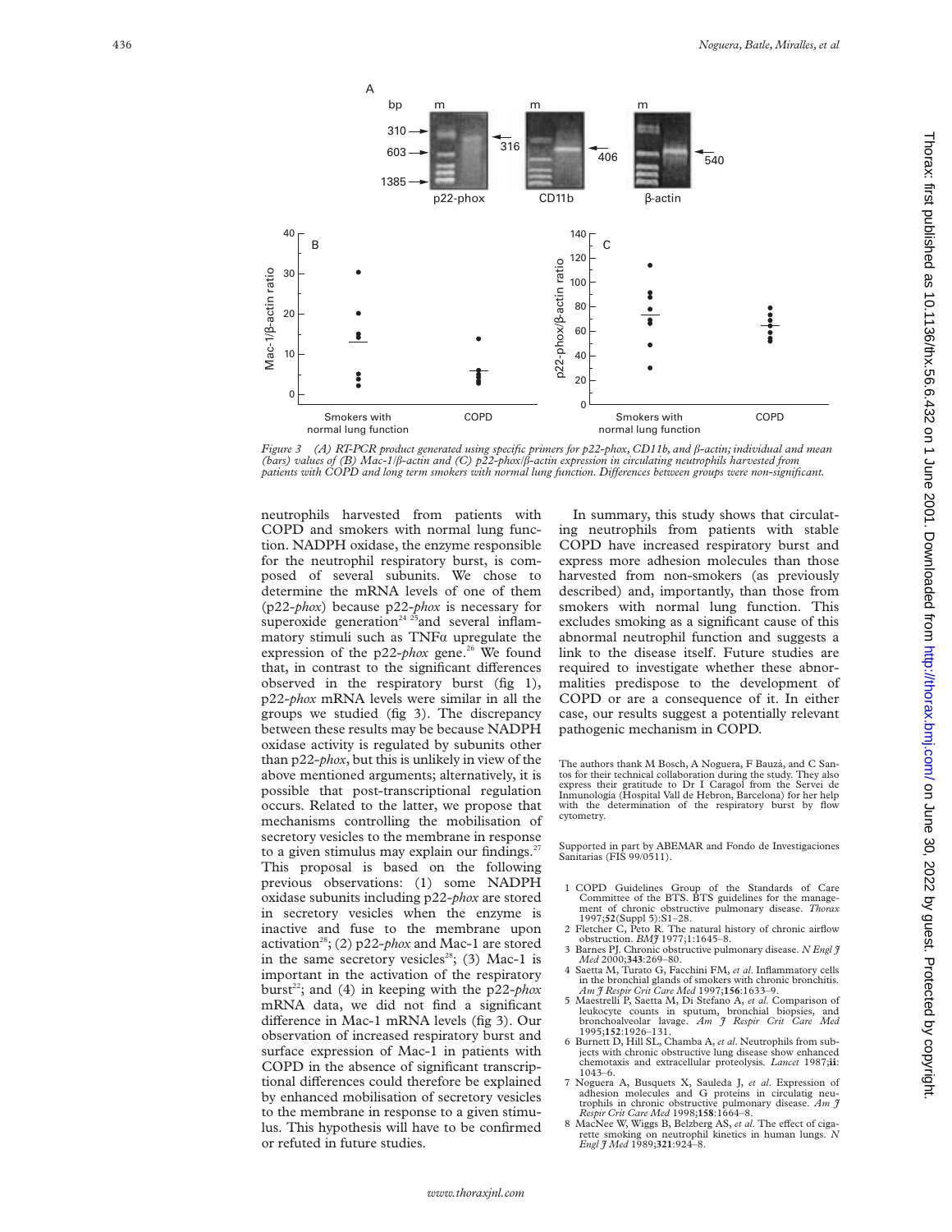*Figure 3 (A) RT-PCR product generated using specific primers for p22-phox, CD11b, and β-actin; individual and mean (bars) values of (B) Mac-1/β-actin and (C) p22-phox/β-actin expression in circulating neutrophils harvested from patients with COPD and long term smokers with normal lung function. Differences between groups were non-significant.*

neutrophils harvested from patients with COPD and smokers with normal lung function. NADPH oxidase, the enzyme responsible for the neutrophil respiratory burst, is composed of several subunits. We chose to determine the mRNA levels of one of them (p22-*phox*) because p22-*phox* is necessary for superoxide generation[24 25] and several inflammatory stimuli such as TNFα upregulate the expression of the p22-*phox* gene.[26] We found that, in contrast to the significant differences observed in the respiratory burst (fig 1), p22-*phox* mRNA levels were similar in all the groups we studied (fig 3). The discrepancy between these results may be because NADPH oxidase activity is regulated by subunits other than p22-*phox*, but this is unlikely in view of the above mentioned arguments; alternatively, it is possible that post-transcriptional regulation occurs. Related to the latter, we propose that mechanisms controlling the mobilisation of secretory vesicles to the membrane in response to a given stimulus may explain our findings.[27] This proposal is based on the following previous observations: (1) some NADPH oxidase subunits including p22-*phox* are stored in secretory vesicles when the enzyme is inactive and fuse to the membrane upon activation[28]; (2) p22-*phox* and Mac-1 are stored in the same secretory vesicles[28]; (3) Mac-1 is important in the activation of the respiratory burst[22]; and (4) in keeping with the p22-*phox* mRNA data, we did not find a significant difference in Mac-1 mRNA levels (fig 3). Our observation of increased respiratory burst and surface expression of Mac-1 in patients with COPD in the absence of significant transcriptional differences could therefore be explained by enhanced mobilisation of secretory vesicles to the membrane in response to a given stimulus. This hypothesis will have to be confirmed or refuted in future studies.

In summary, this study shows that circulating neutrophils from patients with stable COPD have increased respiratory burst and express more adhesion molecules than those harvested from non-smokers (as previously described) and, importantly, than those from smokers with normal lung function. This excludes smoking as a significant cause of this abnormal neutrophil function and suggests a link to the disease itself. Future studies are required to investigate whether these abnormalities predispose to the development of COPD or are a consequence of it. In either case, our results suggest a potentially relevant pathogenic mechanism in COPD.

The authors thank M Bosch, A Noguera, F Bauzá, and C Santos for their technical collaboration during the study. They also express their gratitude to Dr I Caragol from the Servei de Inmunologia (Hospital Vall de Hebron, Barcelona) for her help with the determination of the respiratory burst by flow cytometry.

Supported in part by ABEMAR and Fondo de Investigaciones Sanitarias (FIS 99/0511).

1 COPD Guidelines Group of the Standards of Care Committee of the BTS. BTS guidelines for the management of chronic obstructive pulmonary disease. *Thorax* 1997;**52**(Suppl 5):S1–28.
2 Fletcher C, Peto R. The natural history of chronic airflow obstruction. *BMJ* 1977;**1**:1645–8.
3 Barnes PJ. Chronic obstructive pulmonary disease. *N Engl J Med* 2000;**343**:269–80.
4 Saetta M, Turato G, Facchini FM, *et al*. Inflammatory cells in the bronchial glands of smokers with chronic bronchitis. *Am J Respir Crit Care Med* 1997;**156**:1633–9.
5 Maestrelli P, Saetta M, Di Stefano A, *et al*. Comparison of leukocyte counts in sputum, bronchial biopsies, and bronchoalveolar lavage. *Am J Respir Crit Care Med* 1995;**152**:1926–131.
6 Burnett D, Hill SL, Chamba A, *et al*. Neutrophils from subjects with chronic obstructive lung disease show enhanced chemotaxis and extracellular proteolysis. *Lancet* 1987;**ii**:1043–6.
7 Noguera A, Busquets X, Sauleda J, *et al*. Expression of adhesion molecules and G proteins in circulatig neutrophils in chronic obstructive pulmonary disease. *Am J Respir Crit Care Med* 1998;**158**:1664–8.
8 MacNee W, Wiggs B, Belzberg AS, *et al*. The effect of cigarette smoking on neutrophil kinetics in human lungs. *N Engl J Med* 1989;**321**:924–8.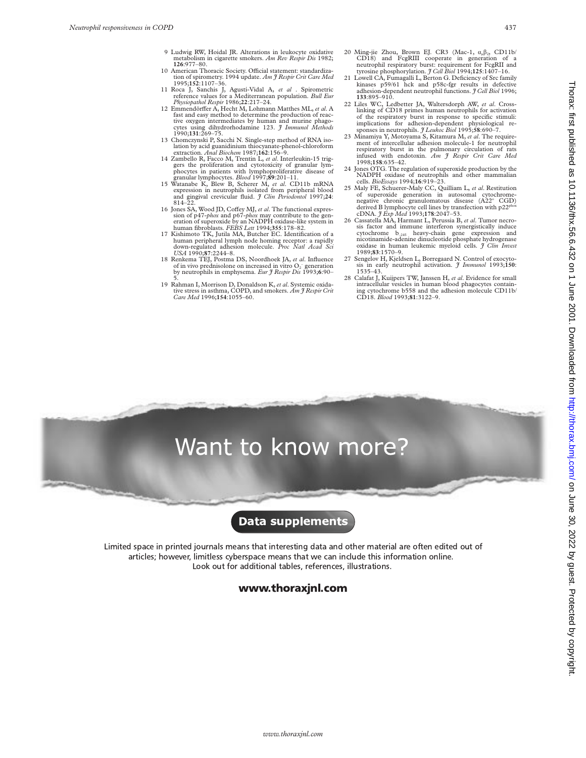9 Ludwig RW, Hoidal JR. Alterations in leukocyte oxidative metabolism in cigarette smokers. *Am Rev Respir Dis* 1982; **126**:977–80.

10 American Thoracic Society. Official statement: standardization of spirometry. 1994 update. *Am J Respir Crit Care Med* 1995;**152**:1107–36.

11 Roca J, Sanchis J, Agustí-Vidal A, *et al* . Spirometric reference values for a Mediterranean population. *Bull Eur Physiopathol Respir* 1986;**22**:217–24.

12 Emmendörffer A, Hecht M, Lohmann Matthes ML, *et al*. A fast and easy method to determine the production of reactive oxygen intermediates by human and murine phagocytes using dihydrorhodamine 123. *J Immunol Methods* 1990;**131**:269–75.

13 Chomczynski P, Sacchi N. Single-step method of RNA isolation by acid guanidinium thiocyanate-phenol-chloroform extraction. *Anal Biochem* 1987;**162**:156–9.

14 Zambello R, Facco M, Trentin L, *et al*. Interleukin-15 triggers the proliferation and cytotoxicity of granular lymphocytes in patients with lymphoproliferative disease of granular lymphocytes. *Blood* 1997;**89**:201–11.

15 Watanabe K, Blew B, Scherer M, *et al*. CD11b mRNA expression in neutrophils isolated from peripheral blood and gingival crevicular fluid. *J Clin Periodontol* 1997;**24**: 814–22.

16 Jones SA, Wood JD, Coffey MJ, *et al*. The functional expression of p47-*phox* and p67-*phox* may contribute to the generation of superoxide by an NADPH oxidase-like system in human fibroblasts. *FEBS Lett* 1994;**355**:178–82.

17 Kishimoto TK, Jutila MA, Butcher EC. Identification of a human peripheral lymph node homing receptor: a rapidly down-regulated adhesion molecule. *Proc Natl Acad Sci USA* 1990;**87**:2244–8.

18 Renkema TEJ, Postma DS, Noordhoek JA, *et al*. Influence of in vivo prednisolone on increased in vitro $O_2^-$ generation by neutrophils in emphysema. *Eur J Respir Dis* 1993;**6**:90–5.

19 Rahman I, Morrison D, Donaldson K, *et al*. Systemic oxidative stress in asthma, COPD, and smokers. *Am J Respir Crit Care Med* 1996;**154**:1055–60.

20 Ming-jie Zhou, Brown EJ. CR3 (Mac-1, $\alpha_M\beta_2$, CD11b/CD18) and FcgRIII cooperate in generation of a neutrophil respiratory burst: requirement for FcgRII and tyrosine phosphorylation. *J Cell Biol* 1994;**125**:1407–16.

21 Lowell CA, Fumagalli L, Berton G. Deficiency of Src family kinases p59/61 hck and p58c-fgr results in defective adhesion-dependent neutrophil functions. *J Cell Biol* 1996; **133**:895–910.

22 Liles WC, Ledbetter JA, Waltersdorph AW, *et al*. Cross-linking of CD18 primes human neutrophils for activation of the respiratory burst in response to specific stimuli: implications for adhesion-dependent physiological responses in neutrophils. *J Leukoc Biol* 1995;**58**:690–7.

23 Minamiya Y, Motoyama S, Kitamura M, *et al*. The requirement of intercellular adhesion molecule-1 for neutrophil respiratory burst in the pulmonary circulation of rats infused with endotoxin. *Am J Respir Crit Care Med* 1998;**158**:635–42.

24 Jones OTG. The regulation of superoxide production by the NADPH oxidase of neutrophils and other mammalian cells. *BioEssays* 1994;**16**:919–23.

25 Maly FE, Schuerer-Maly CC, Quilliam L, *et al*. Restitution of superoxide generation in autosomal cytochrome-negative chronic granulomatous disease ($A22^0$ CGD) derived B lymphocyte cell lines by transfection with $p22^{phox}$ cDNA. *J Exp Med* 1993;**178**:2047–53.

26 Cassatella MA, Harmant L, Perussia B, *et al*. Tumor necrosis factor and immune interferon synergistically induce cytochrome $b_{-245}$ heavy-chain gene expression and nicotinamide-adenine dinucleotide phosphate hydrogenase oxidase in human leukemic myeloid cells. *J Clin Invest* 1989;**83**:1570–9.

27 Sengelov H, Kjeldsen L, Borregaard N. Control of exocytosis in early neutrophil activation. *J Immunol* 1993;**150**: 1535–43.

28 Calafat J, Kuijpers TW, Janssen H, *et al*. Evidence for small intracellular vesicles in human blood phagocytes containing cytochrome b558 and the adhesion molecule CD11b/CD18. *Blood* 1993;**81**:3122–9.

Want to know more?

**Data supplements**

Limited space in printed journals means that interesting data and other material are often edited out of articles; however, limitless cyberspace means that we can include this information online.
Look out for additional tables, references, illustrations.

**www.thoraxjnl.com**